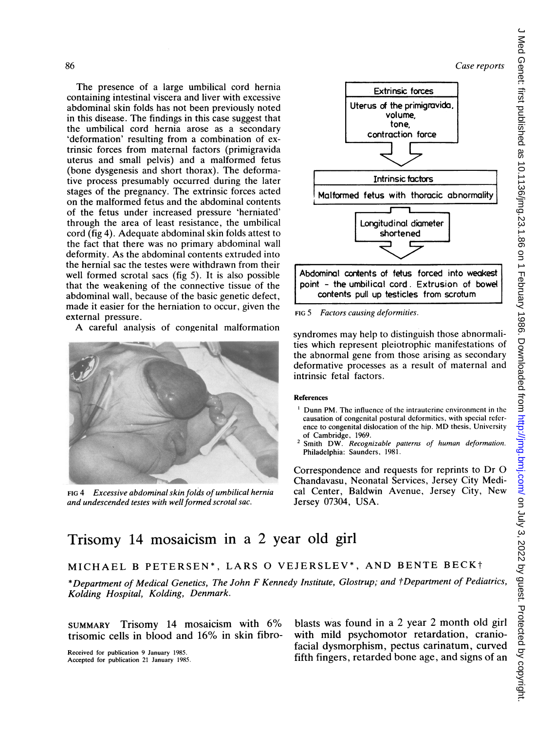The presence of a large umbilical cord hernia containing intestinal viscera and liver with excessive abdominal skin folds has not been previously noted in this disease. The findings in this case suggest that the umbilical cord hernia arose as a secondary 'deformation' resulting from a combination of extrinsic forces from maternal factors (primigravida uterus and small pelvis) and a malformed fetus (bone dysgenesis and short thorax). The deformative process presumably occurred during the later stages of the pregnancy. The extrinsic forces acted on the malformed fetus and the abdominal contents of the fetus under increased pressure 'herniated' through the area of least resistance, the umbilical cord (fig 4). Adequate abdominal skin folds attest to the fact that there was no primary abdominal wall deformity. As the abdominal contents extruded into the hernial sac the testes were withdrawn from their well formed scrotal sacs (fig 5). It is also possible that the weakening of the connective tissue of the abdominal wall, because of the basic genetic defect, made it easier for the herniation to occur, given the external pressure.

A careful analysis of congenital malformation syndromes may help to distinguish those abnormalities which represent pleiotrophic manifestations of the abnormal gene from those arising as secondary deformative processes as a result of maternal and intrinsic fetal factors.

FIG 4 *Excessive abdominal skin folds of umbilical hernia and undescended testes with well formed scrotal sac.*

Extrinsic forces
Uterus of the primigravida, volume, tone, contraction force

Intrinsic factors
Malformed fetus with thoracic abnormality

Longitudinal diameter shortened

Abdominal contents of fetus forced into weakest point - the umbilical cord. Extrusion of bowel contents pull up testicles from scrotum

FIG 5 *Factors causing deformities.*

## References

1. Dunn PM. The influence of the intrauterine environment in the causation of congenital postural deformities, with special reference to congenital dislocation of the hip. MD thesis, University of Cambridge, 1969.
2. Smith DW. *Recognizable patterns of human deformation.* Philadelphia: Saunders, 1981.

Correspondence and requests for reprints to Dr O Chandavasu, Neonatal Services, Jersey City Medical Center, Baldwin Avenue, Jersey City, New Jersey 07304, USA.

# Trisomy 14 mosaicism in a 2 year old girl

MICHAEL B PETERSEN*, LARS O VEJERSLEV*, AND BENTE BECK†

*\*Department of Medical Genetics, The John F Kennedy Institute, Glostrup; and †Department of Pediatrics, Kolding Hospital, Kolding, Denmark.*

SUMMARY Trisomy 14 mosaicism with 6% trisomic cells in blood and 16% in skin fibroblasts was found in a 2 year 2 month old girl with mild psychomotor retardation, craniofacial dysmorphism, pectus carinatum, curved fifth fingers, retarded bone age, and signs of an

Received for publication 9 January 1985.
Accepted for publication 21 January 1985.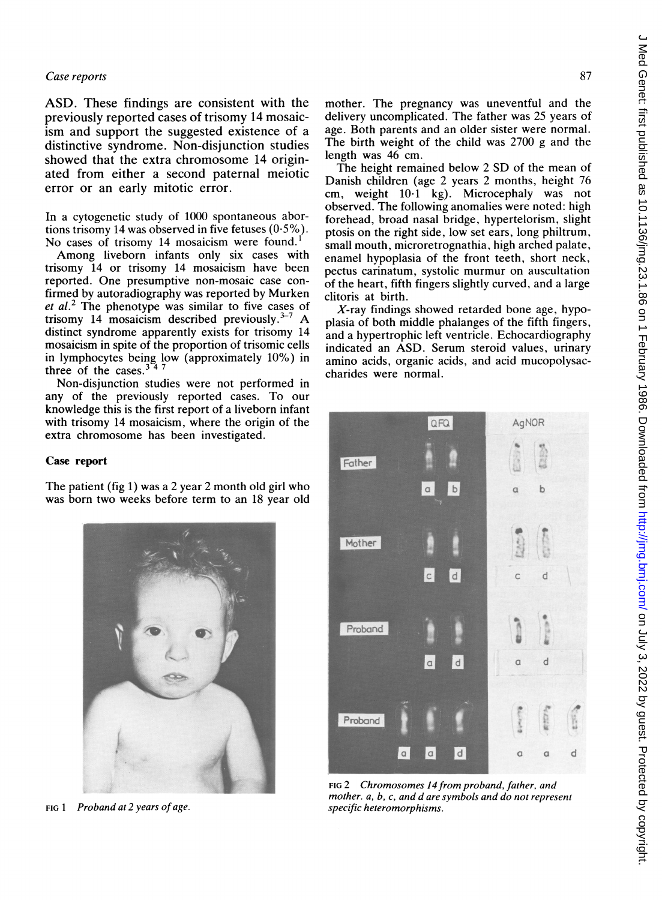ASD. These findings are consistent with the previously reported cases of trisomy 14 mosaicism and support the suggested existence of a distinctive syndrome. Non-disjunction studies showed that the extra chromosome 14 originated from either a second paternal meiotic error or an early mitotic error.

In a cytogenetic study of 1000 spontaneous abortions trisomy 14 was observed in five fetuses (0·5%). No cases of trisomy 14 mosaicism were found.[1]

Among liveborn infants only six cases with trisomy 14 or trisomy 14 mosaicism have been reported. One presumptive non-mosaic case confirmed by autoradiography was reported by Murken *et al*.[2] The phenotype was similar to five cases of trisomy 14 mosaicism described previously.[3-7] A distinct syndrome apparently exists for trisomy 14 mosaicism in spite of the proportion of trisomic cells in lymphocytes being low (approximately 10%) in three of the cases.[3 4 7]

Non-disjunction studies were not performed in any of the previously reported cases. To our knowledge this is the first report of a liveborn infant with trisomy 14 mosaicism, where the origin of the extra chromosome has been investigated.

## Case report

The patient (fig 1) was a 2 year 2 month old girl who was born two weeks before term to an 18 year old mother. The pregnancy was uneventful and the delivery uncomplicated. The father was 25 years of age. Both parents and an older sister were normal. The birth weight of the child was 2700 g and the length was 46 cm.

The height remained below 2 SD of the mean of Danish children (age 2 years 2 months, height 76 cm, weight 10·1 kg). Microcephaly was not observed. The following anomalies were noted: high forehead, broad nasal bridge, hypertelorism, slight ptosis on the right side, low set ears, long philtrum, small mouth, microretrognathia, high arched palate, enamel hypoplasia of the front teeth, short neck, pectus carinatum, systolic murmur on auscultation of the heart, fifth fingers slightly curved, and a large clitoris at birth.

*X*-ray findings showed retarded bone age, hypoplasia of both middle phalanges of the fifth fingers, and a hypertrophic left ventricle. Echocardiography indicated an ASD. Serum steroid values, urinary amino acids, organic acids, and acid mucopolysaccharides were normal.

FIG 1 *Proband at 2 years of age.*

FIG 2 *Chromosomes 14 from proband, father, and mother. a, b, c, and d are symbols and do not represent specific heteromorphisms.*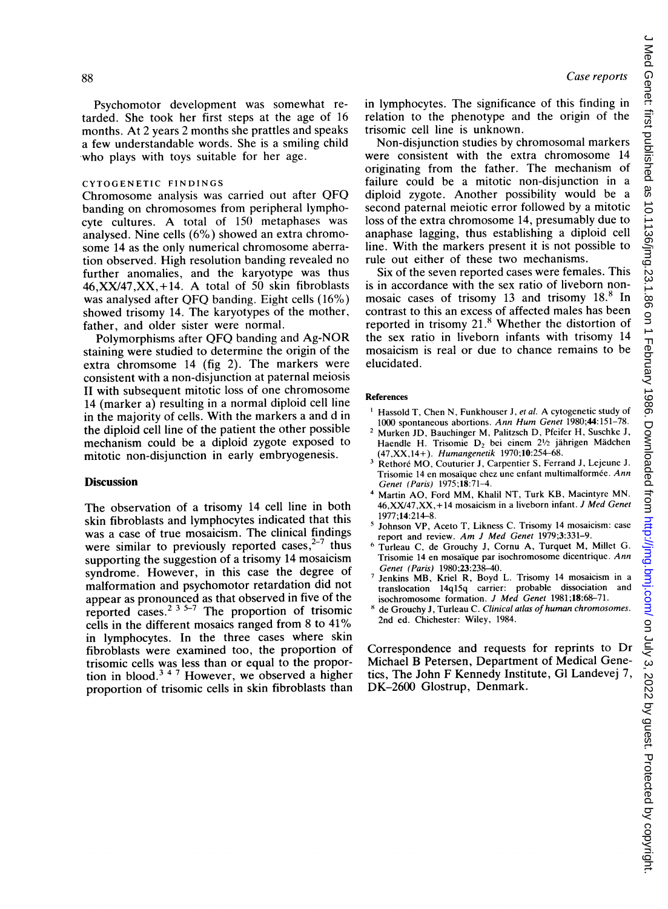Psychomotor development was somewhat retarded. She took her first steps at the age of 16 months. At 2 years 2 months she prattles and speaks a few understandable words. She is a smiling child who plays with toys suitable for her age.

### CYTOGENETIC FINDINGS

Chromosome analysis was carried out after QFQ banding on chromosomes from peripheral lymphocyte cultures. A total of 150 metaphases was analysed. Nine cells (6%) showed an extra chromosome 14 as the only numerical chromosome aberration observed. High resolution banding revealed no further anomalies, and the karyotype was thus 46,XX/47,XX,+14. A total of 50 skin fibroblasts was analysed after QFQ banding. Eight cells (16%) showed trisomy 14. The karyotypes of the mother, father, and older sister were normal.

Polymorphisms after QFQ banding and Ag-NOR staining were studied to determine the origin of the extra chromsome 14 (fig 2). The markers were consistent with a non-disjunction at paternal meiosis II with subsequent mitotic loss of one chromosome 14 (marker a) resulting in a normal diploid cell line in the majority of cells. With the markers a and d in the diploid cell line of the patient the other possible mechanism could be a diploid zygote exposed to mitotic non-disjunction in early embryogenesis.

## Discussion

The observation of a trisomy 14 cell line in both skin fibroblasts and lymphocytes indicated that this was a case of true mosaicism. The clinical findings were similar to previously reported cases,[2–7] thus supporting the suggestion of a trisomy 14 mosaicism syndrome. However, in this case the degree of malformation and psychomotor retardation did not appear as pronounced as that observed in five of the reported cases.[2 3 5–7] The proportion of trisomic cells in the different mosaics ranged from 8 to 41% in lymphocytes. In the three cases where skin fibroblasts were examined too, the proportion of trisomic cells was less than or equal to the proportion in blood.[3 4 7] However, we observed a higher proportion of trisomic cells in skin fibroblasts than in lymphocytes. The significance of this finding in relation to the phenotype and the origin of the trisomic cell line is unknown.

Non-disjunction studies by chromosomal markers were consistent with the extra chromosome 14 originating from the father. The mechanism of failure could be a mitotic non-disjunction in a diploid zygote. Another possibility would be a second paternal meiotic error followed by a mitotic loss of the extra chromosome 14, presumably due to anaphase lagging, thus establishing a diploid cell line. With the markers present it is not possible to rule out either of these two mechanisms.

Six of the seven reported cases were females. This is in accordance with the sex ratio of liveborn non-mosaic cases of trisomy 13 and trisomy 18.[8] In contrast to this an excess of affected males has been reported in trisomy 21.[8] Whether the distortion of the sex ratio in liveborn infants with trisomy 14 mosaicism is real or due to chance remains to be elucidated.

#### References

1. Hassold T, Chen N, Funkhouser J, *et al.* A cytogenetic study of 1000 spontaneous abortions. *Ann Hum Genet* 1980;**44**:151–78.
2. Murken JD, Bauchinger M, Palitzsch D, Pfeifer H, Suschke J, Haendle H. Trisomie $D_2$ bei einem 2½ jährigen Mädchen (47,XX,14+). *Humangenetik* 1970;**10**:254–68.
3. Rethoré MO, Couturier J, Carpentier S, Ferrand J, Lejeune J. Trisomie 14 en mosaïque chez une enfant multimalformée. *Ann Genet (Paris)* 1975;**18**:71–4.
4. Martin AO, Ford MM, Khalil NT, Turk KB, Macintyre MN. 46,XX/47,XX,+14 mosaicism in a liveborn infant. *J Med Genet* 1977;**14**:214–8.
5. Johnson VP, Aceto T, Likness C. Trisomy 14 mosaicism: case report and review. *Am J Med Genet* 1979;**3**:331–9.
6. Turleau C, de Grouchy J, Cornu A, Turquet M, Millet G. Trisomie 14 en mosaïque par isochromosome dicentrique. *Ann Genet (Paris)* 1980;**23**:238–40.
7. Jenkins MB, Kriel R, Boyd L. Trisomy 14 mosaicism in a translocation 14q15q carrier: probable dissociation and isochromosome formation. *J Med Genet* 1981;**18**:68–71.
8. de Grouchy J, Turleau C. *Clinical atlas of human chromosomes.* 2nd ed. Chichester: Wiley, 1984.

Correspondence and requests for reprints to Dr Michael B Petersen, Department of Medical Genetics, The John F Kennedy Institute, Gl Landevej 7, DK-2600 Glostrup, Denmark.